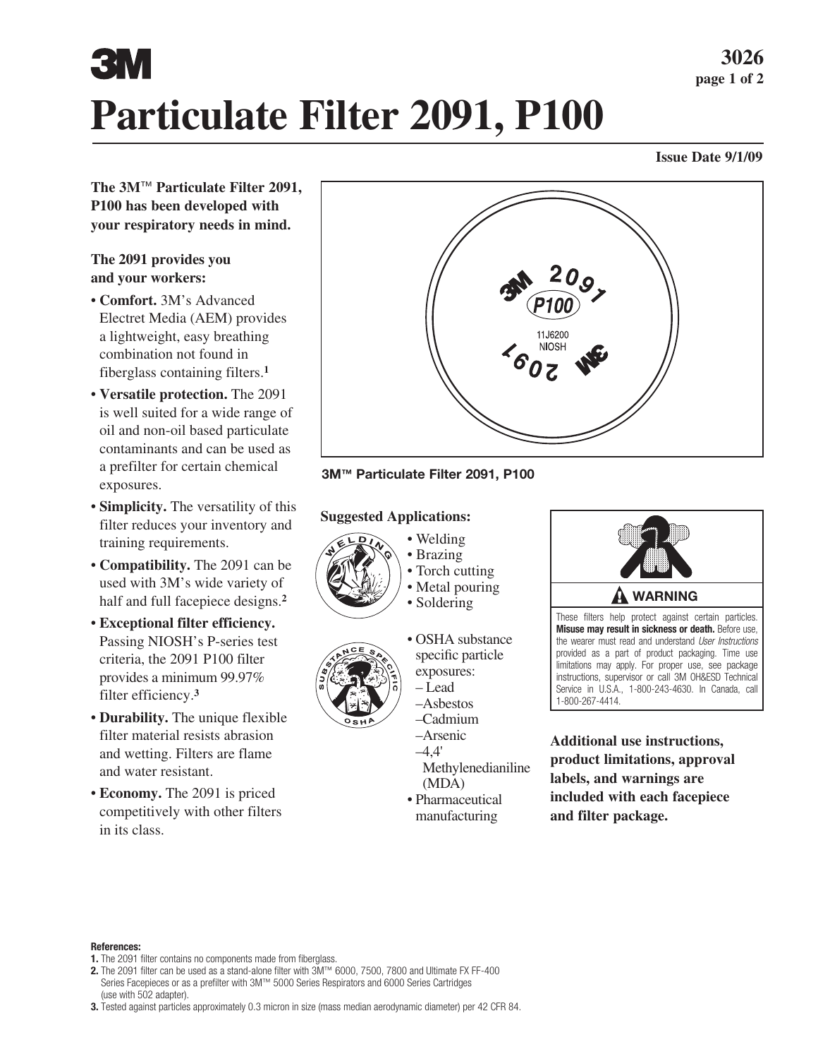# Particulate Filter 2091, P100

3026

Issue Date 9/1/09

**The 3M™ Particulate Filter 2091, P100 has been developed with your respiratory needs in mind.**

**The 2091 provides you and your workers:**

- **Comfort.** 3M's Advanced Electret Media (AEM) provides a lightweight, easy breathing combination not found in fiberglass containing filters.[1]
- **Versatile protection.** The 2091 is well suited for a wide range of oil and non-oil based particulate contaminants and can be used as a prefilter for certain chemical exposures.
- **Simplicity.** The versatility of this filter reduces your inventory and training requirements.
- **Compatibility.** The 2091 can be used with 3M's wide variety of half and full facepiece designs.[2]
- **Exceptional filter efficiency.** Passing NIOSH's P-series test criteria, the 2091 P100 filter provides a minimum 99.97% filter efficiency.[3]
- **Durability.** The unique flexible filter material resists abrasion and wetting. Filters are flame and water resistant.
- **Economy.** The 2091 is priced competitively with other filters in its class.

**3M™ Particulate Filter 2091, P100**

**Suggested Applications:**

- Welding
- Brazing
- Torch cutting
- Metal pouring
- Soldering

- OSHA substance specific particle exposures:
  - Lead
  - Asbestos
  - Cadmium
  - Arsenic
  - 4,4' Methylenedianiline (MDA)
- Pharmaceutical manufacturing

**WARNING**

These filters help protect against certain particles. **Misuse may result in sickness or death.** Before use, the wearer must read and understand *User Instructions* provided as a part of product packaging. Time use limitations may apply. For proper use, see package instructions, supervisor or call 3M OH&ESD Technical Service in U.S.A., 1-800-243-4630. In Canada, call 1-800-267-4414.

**Additional use instructions, product limitations, approval labels, and warnings are included with each facepiece and filter package.**

**References:**

**1.** The 2091 filter contains no components made from fiberglass.

**2.** The 2091 filter can be used as a stand-alone filter with 3M™ 6000, 7500, 7800 and Ultimate FX FF-400 Series Facepieces or as a prefilter with 3M™ 5000 Series Respirators and 6000 Series Cartridges (use with 502 adapter).

**3.** Tested against particles approximately 0.3 micron in size (mass median aerodynamic diameter) per 42 CFR 84.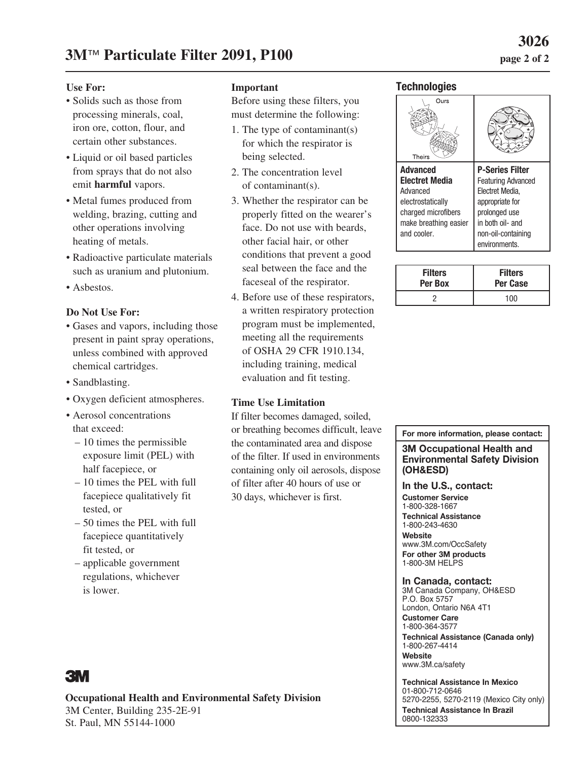# 3M™ Particulate Filter 2091, P100

3026

### Use For:

- Solids such as those from processing minerals, coal, iron ore, cotton, flour, and certain other substances.
- Liquid or oil based particles from sprays that do not also emit **harmful** vapors.
- Metal fumes produced from welding, brazing, cutting and other operations involving heating of metals.
- Radioactive particulate materials such as uranium and plutonium.
- Asbestos.

### Do Not Use For:

- Gases and vapors, including those present in paint spray operations, unless combined with approved chemical cartridges.
- Sandblasting.
- Oxygen deficient atmospheres.
- Aerosol concentrations that exceed:
  - 10 times the permissible exposure limit (PEL) with half facepiece, or
  - 10 times the PEL with full facepiece qualitatively fit tested, or
  - 50 times the PEL with full facepiece quantitatively fit tested, or
  - applicable government regulations, whichever is lower.

### Important

Before using these filters, you must determine the following:

1. The type of contaminant(s) for which the respirator is being selected.
2. The concentration level of contaminant(s).
3. Whether the respirator can be properly fitted on the wearer's face. Do not use with beards, other facial hair, or other conditions that prevent a good seal between the face and the faceseal of the respirator.
4. Before use of these respirators, a written respiratory protection program must be implemented, meeting all the requirements of OSHA 29 CFR 1910.134, including training, medical evaluation and fit testing.

### Time Use Limitation

If filter becomes damaged, soiled, or breathing becomes difficult, leave the contaminated area and dispose of the filter. If used in environments containing only oil aerosols, dispose of filter after 40 hours of use or 30 days, whichever is first.

### Technologies

Ours

Theirs

| **Advanced Electret Media** | **P-Series Filter** |
|---|---|
| Advanced electrostatically charged microfibers make breathing easier and cooler. | Featuring Advanced Electret Media, appropriate for prolonged use in both oil- and non-oil-containing environments. |

| Filters Per Box | Filters Per Case |
|---|---|
| 2 | 100 |

**For more information, please contact:**

**3M Occupational Health and Environmental Safety Division (OH&ESD)**

**In the U.S., contact:**

**Customer Service**
1-800-328-1667

**Technical Assistance**
1-800-243-4630

**Website**
www.3M.com/OccSafety

**For other 3M products**
1-800-3M HELPS

**In Canada, contact:**
3M Canada Company, OH&ESD
P.O. Box 5757
London, Ontario N6A 4T1

**Customer Care**
1-800-364-3577

**Technical Assistance (Canada only)**
1-800-267-4414

**Website**
www.3M.ca/safety

**Technical Assistance In Mexico**
01-800-712-0646
5270-2255, 5270-2119 (Mexico City only)

**Technical Assistance In Brazil**
0800-132333

3M

**Occupational Health and Environmental Safety Division**
3M Center, Building 235-2E-91
St. Paul, MN 55144-1000